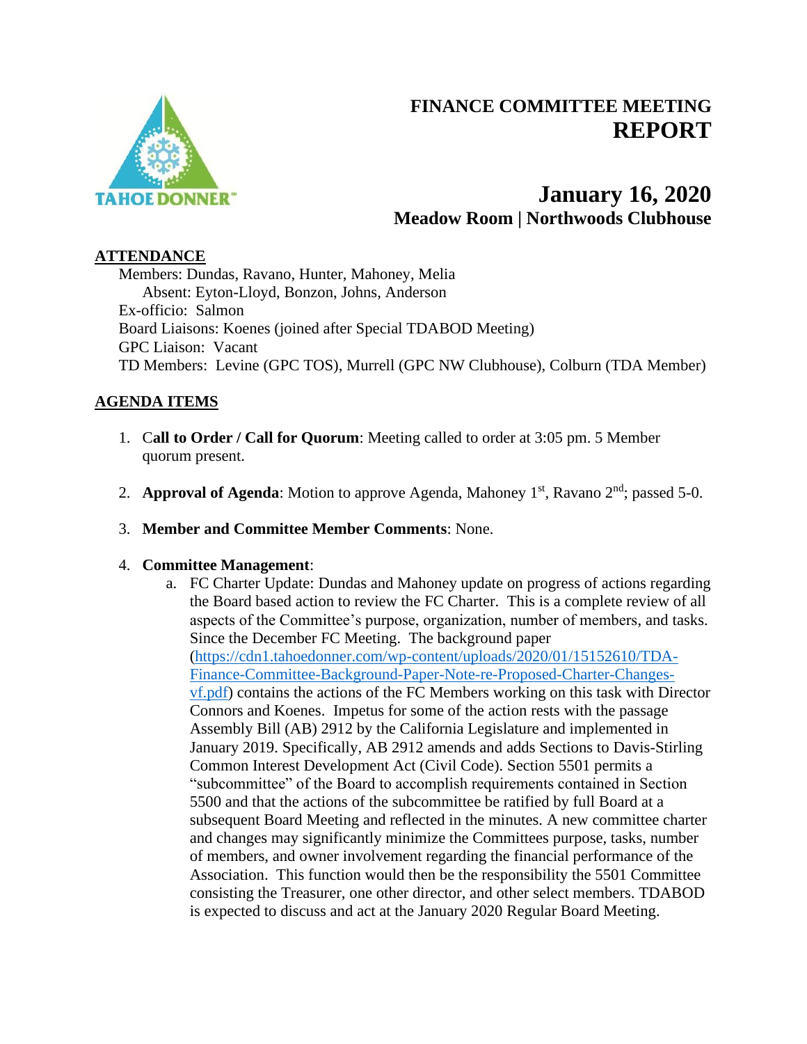# FINANCE COMMITTEE MEETING REPORT

## January 16, 2020
### Meadow Room | Northwoods Clubhouse

**ATTENDANCE**

Members: Dundas, Ravano, Hunter, Mahoney, Melia
Absent: Eyton-Lloyd, Bonzon, Johns, Anderson
Ex-officio: Salmon
Board Liaisons: Koenes (joined after Special TDABOD Meeting)
GPC Liaison: Vacant
TD Members: Levine (GPC TOS), Murrell (GPC NW Clubhouse), Colburn (TDA Member)

**AGENDA ITEMS**

1. **Call to Order / Call for Quorum**: Meeting called to order at 3:05 pm. 5 Member quorum present.

2. **Approval of Agenda**: Motion to approve Agenda, Mahoney 1st, Ravano 2nd; passed 5-0.

3. **Member and Committee Member Comments**: None.

4. **Committee Management**:
   a. FC Charter Update: Dundas and Mahoney update on progress of actions regarding the Board based action to review the FC Charter. This is a complete review of all aspects of the Committee's purpose, organization, number of members, and tasks. Since the December FC Meeting. The background paper (https://cdn1.tahoedonner.com/wp-content/uploads/2020/01/15152610/TDA-Finance-Committee-Background-Paper-Note-re-Proposed-Charter-Changes-vf.pdf) contains the actions of the FC Members working on this task with Director Connors and Koenes. Impetus for some of the action rests with the passage Assembly Bill (AB) 2912 by the California Legislature and implemented in January 2019. Specifically, AB 2912 amends and adds Sections to Davis-Stirling Common Interest Development Act (Civil Code). Section 5501 permits a "subcommittee" of the Board to accomplish requirements contained in Section 5500 and that the actions of the subcommittee be ratified by full Board at a subsequent Board Meeting and reflected in the minutes. A new committee charter and changes may significantly minimize the Committees purpose, tasks, number of members, and owner involvement regarding the financial performance of the Association. This function would then be the responsibility the 5501 Committee consisting the Treasurer, one other director, and other select members. TDABOD is expected to discuss and act at the January 2020 Regular Board Meeting.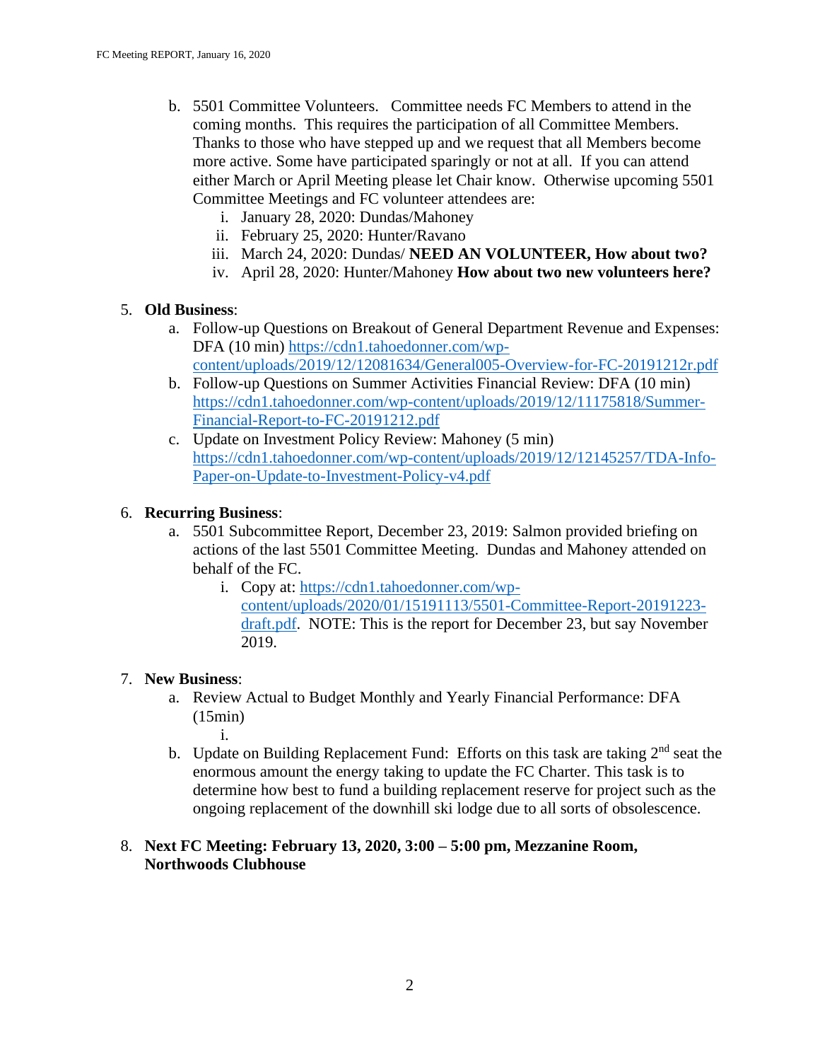b. 5501 Committee Volunteers. Committee needs FC Members to attend in the coming months. This requires the participation of all Committee Members. Thanks to those who have stepped up and we request that all Members become more active. Some have participated sparingly or not at all. If you can attend either March or April Meeting please let Chair know. Otherwise upcoming 5501 Committee Meetings and FC volunteer attendees are:
   i. January 28, 2020: Dundas/Mahoney
   ii. February 25, 2020: Hunter/Ravano
   iii. March 24, 2020: Dundas/ **NEED AN VOLUNTEER, How about two?**
   iv. April 28, 2020: Hunter/Mahoney **How about two new volunteers here?**

5. **Old Business**:
   a. Follow-up Questions on Breakout of General Department Revenue and Expenses: DFA (10 min) https://cdn1.tahoedonner.com/wp-content/uploads/2019/12/12081634/General005-Overview-for-FC-20191212r.pdf
   b. Follow-up Questions on Summer Activities Financial Review: DFA (10 min) https://cdn1.tahoedonner.com/wp-content/uploads/2019/12/11175818/Summer-Financial-Report-to-FC-20191212.pdf
   c. Update on Investment Policy Review: Mahoney (5 min) https://cdn1.tahoedonner.com/wp-content/uploads/2019/12/12145257/TDA-Info-Paper-on-Update-to-Investment-Policy-v4.pdf

6. **Recurring Business**:
   a. 5501 Subcommittee Report, December 23, 2019: Salmon provided briefing on actions of the last 5501 Committee Meeting. Dundas and Mahoney attended on behalf of the FC.
      i. Copy at: https://cdn1.tahoedonner.com/wp-content/uploads/2020/01/15191113/5501-Committee-Report-20191223-draft.pdf. NOTE: This is the report for December 23, but say November 2019.

7. **New Business**:
   a. Review Actual to Budget Monthly and Yearly Financial Performance: DFA (15min)
      i.
   b. Update on Building Replacement Fund: Efforts on this task are taking 2nd seat the enormous amount the energy taking to update the FC Charter. This task is to determine how best to fund a building replacement reserve for project such as the ongoing replacement of the downhill ski lodge due to all sorts of obsolescence.

8. **Next FC Meeting: February 13, 2020, 3:00 – 5:00 pm, Mezzanine Room, Northwoods Clubhouse**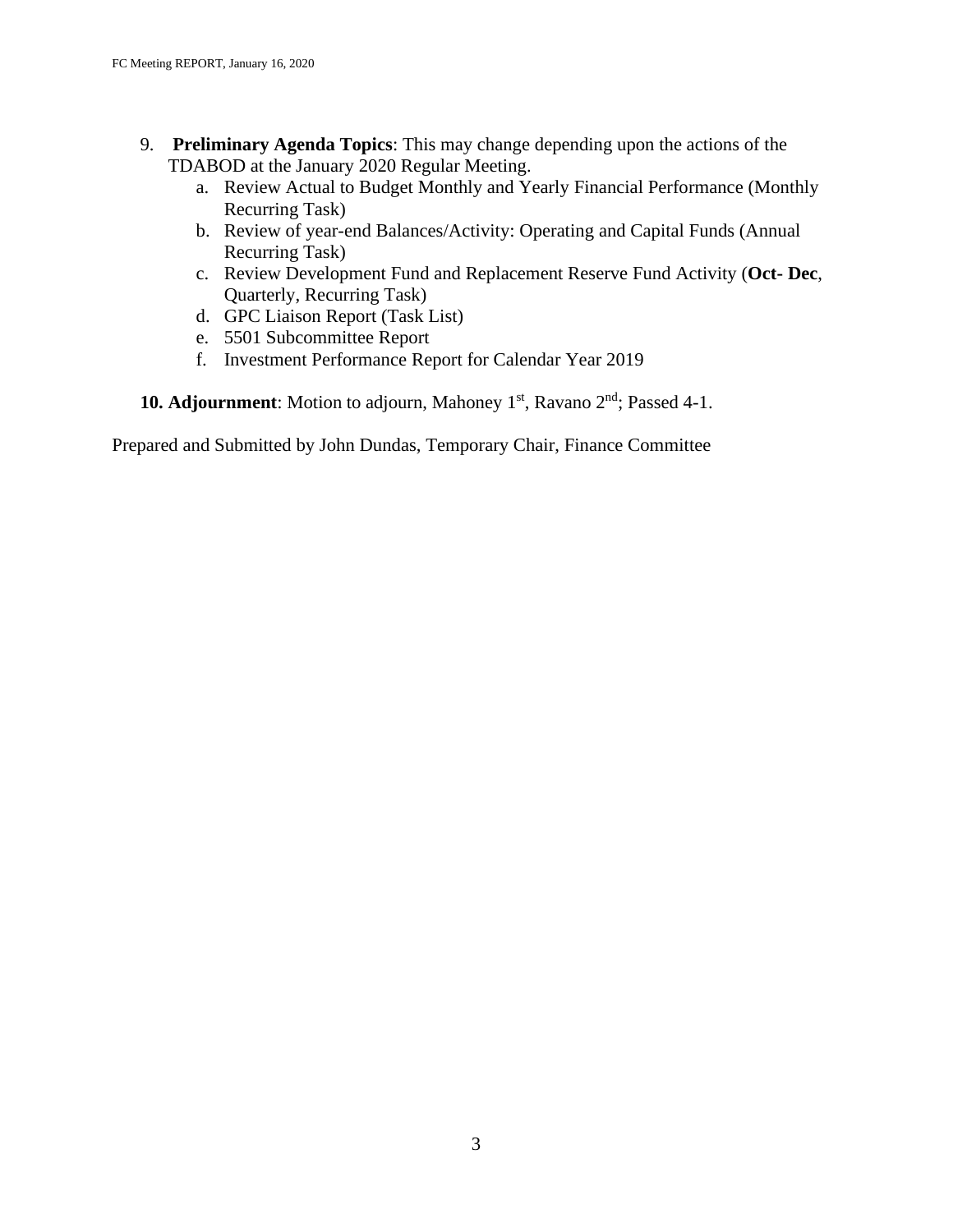9. **Preliminary Agenda Topics**: This may change depending upon the actions of the TDABOD at the January 2020 Regular Meeting.
   a. Review Actual to Budget Monthly and Yearly Financial Performance (Monthly Recurring Task)
   b. Review of year-end Balances/Activity: Operating and Capital Funds (Annual Recurring Task)
   c. Review Development Fund and Replacement Reserve Fund Activity (**Oct- Dec**, Quarterly, Recurring Task)
   d. GPC Liaison Report (Task List)
   e. 5501 Subcommittee Report
   f. Investment Performance Report for Calendar Year 2019

**10. Adjournment**: Motion to adjourn, Mahoney 1st, Ravano 2nd; Passed 4-1.

Prepared and Submitted by John Dundas, Temporary Chair, Finance Committee